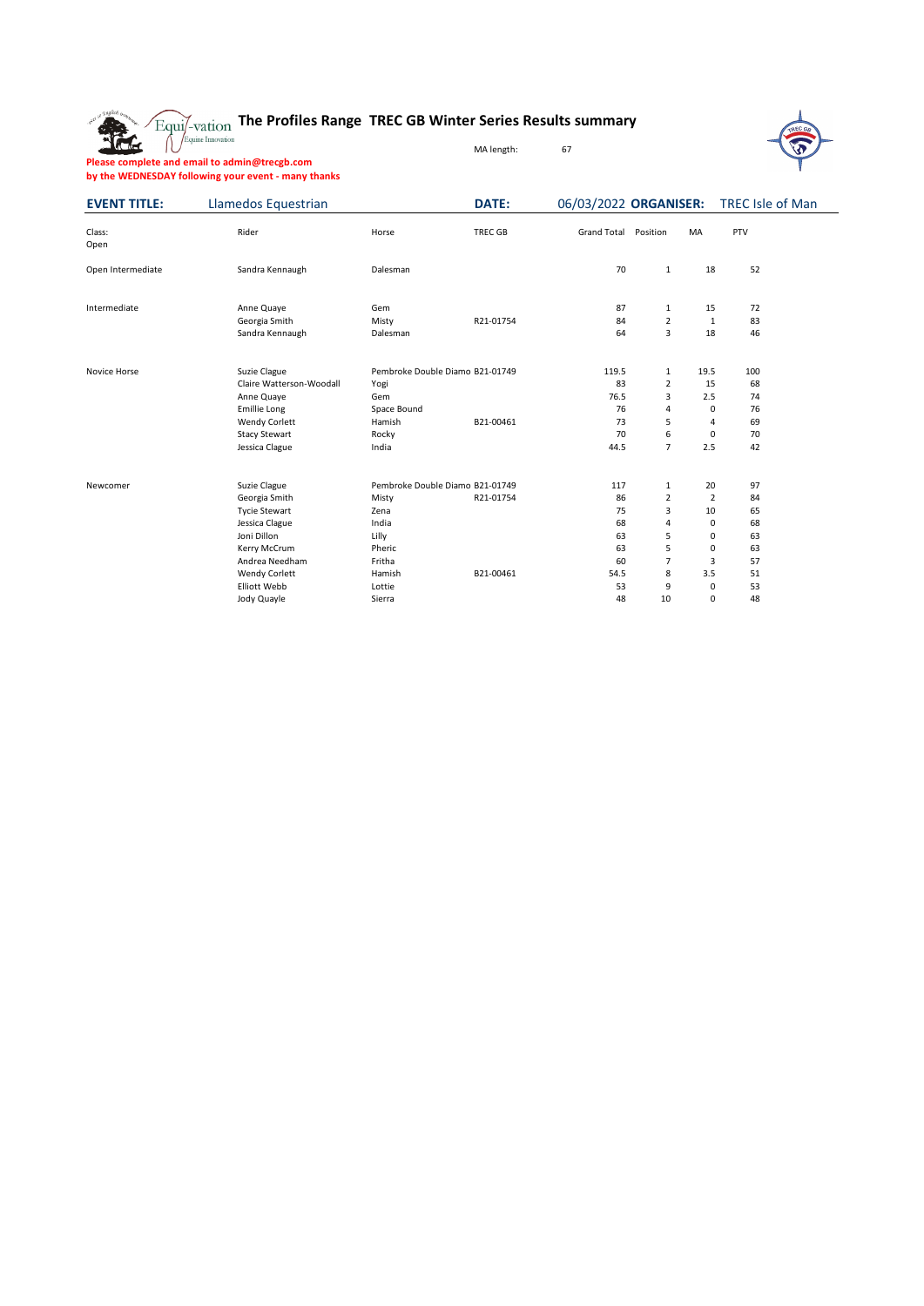# The Profiles Range TREC GB Winter Series Results summary

MA length: 67

**Please complete and email to admin@trecgb.com**
**by the WEDNESDAY following your event - many thanks**

**EVENT TITLE:** Llamedos Equestrian **DATE:** 06/03/2022 **ORGANISER:** TREC Isle of Man

| Class: Open | Rider | Horse | TREC GB | Grand Total | Position | MA | PTV |
|---|---|---|---|---|---|---|---|
| Open Intermediate | Sandra Kennaugh | Dalesman | | 70 | 1 | 18 | 52 |
| Intermediate | Anne Quaye | Gem | | 87 | 1 | 15 | 72 |
| | Georgia Smith | Misty | R21-01754 | 84 | 2 | 1 | 83 |
| | Sandra Kennaugh | Dalesman | | 64 | 3 | 18 | 46 |
| Novice Horse | Suzie Clague | Pembroke Double Diamo | B21-01749 | 119.5 | 1 | 19.5 | 100 |
| | Claire Watterson-Woodall | Yogi | | 83 | 2 | 15 | 68 |
| | Anne Quaye | Gem | | 76.5 | 3 | 2.5 | 74 |
| | Emillie Long | Space Bound | | 76 | 4 | 0 | 76 |
| | Wendy Corlett | Hamish | B21-00461 | 73 | 5 | 4 | 69 |
| | Stacy Stewart | Rocky | | 70 | 6 | 0 | 70 |
| | Jessica Clague | India | | 44.5 | 7 | 2.5 | 42 |
| Newcomer | Suzie Clague | Pembroke Double Diamo | B21-01749 | 117 | 1 | 20 | 97 |
| | Georgia Smith | Misty | R21-01754 | 86 | 2 | 2 | 84 |
| | Tycie Stewart | Zena | | 75 | 3 | 10 | 65 |
| | Jessica Clague | India | | 68 | 4 | 0 | 68 |
| | Joni Dillon | Lilly | | 63 | 5 | 0 | 63 |
| | Kerry McCrum | Pheric | | 63 | 5 | 0 | 63 |
| | Andrea Needham | Fritha | | 60 | 7 | 3 | 57 |
| | Wendy Corlett | Hamish | B21-00461 | 54.5 | 8 | 3.5 | 51 |
| | Elliott Webb | Lottie | | 53 | 9 | 0 | 53 |
| | Jody Quayle | Sierra | | 48 | 10 | 0 | 48 |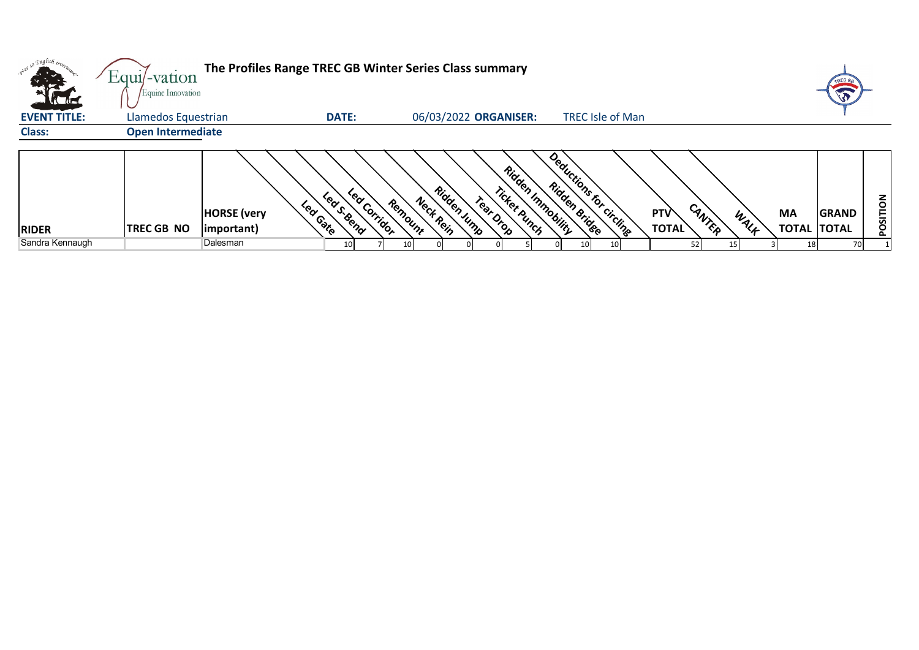# The Profiles Range TREC GB Winter Series Class summary

**EVENT TITLE:** Llamedos Equestrian **DATE:** 06/03/2022 **ORGANISER:** TREC Isle of Man

**Class:** Open Intermediate

| RIDER | TREC GB NO | HORSE (very important) | Led Gate | Led S-Bend | Led Corridor | Remount | Neck Rein | Ridden Jump | Tear Drop | Ticket Punch | Ridden Immobility | Ridden Bridge | Deductions for circling | PTV TOTAL | CANTER | WALK | MA TOTAL | GRAND TOTAL | POSITION |
|---|---|---|---|---|---|---|---|---|---|---|---|---|---|---|---|---|---|---|---|
| Sandra Kennaugh | | Dalesman | 10 | 7 | 10 | 0 | 0 | 0 | 5 | 0 | 10 | 10 | | 52 | 15 | 3 | 18 | 70 | 1 |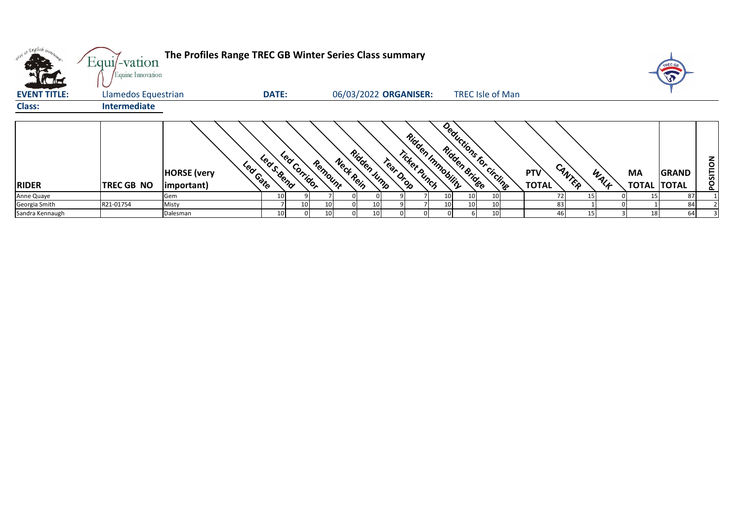**The Profiles Range TREC GB Winter Series Class summary**

**EVENT TITLE:** Llamedos Equestrian **DATE:** 06/03/2022 **ORGANISER:** TREC Isle of Man

**Class:** **Intermediate**

| RIDER | TREC GB NO | HORSE (very important) | Led Gate | Led S-Bend | Led Corridor | Remount | Neck Rein | Ridden Jump | Tear Drop | Ticket Punch | Ridden Immobility | Ridden Bridge | Deductions for circling | PTV TOTAL | CANTER | WALK | MA TOTAL | GRAND TOTAL | POSITION |
|---|---|---|---|---|---|---|---|---|---|---|---|---|---|---|---|---|---|---|---|
| Anne Quaye | | Gem | 10 | 9 | 7 | 0 | 0 | 9 | 7 | 10 | 10 | 10 | | 72 | 15 | 0 | 15 | 87 | 1 |
| Georgia Smith | R21-01754 | Misty | 7 | 10 | 10 | 0 | 10 | 9 | 7 | 10 | 10 | 10 | | 83 | 1 | 0 | 1 | 84 | 2 |
| Sandra Kennaugh | | Dalesman | 10 | 0 | 10 | 0 | 10 | 0 | 0 | 0 | 6 | 10 | | 46 | 15 | 3 | 18 | 64 | 3 |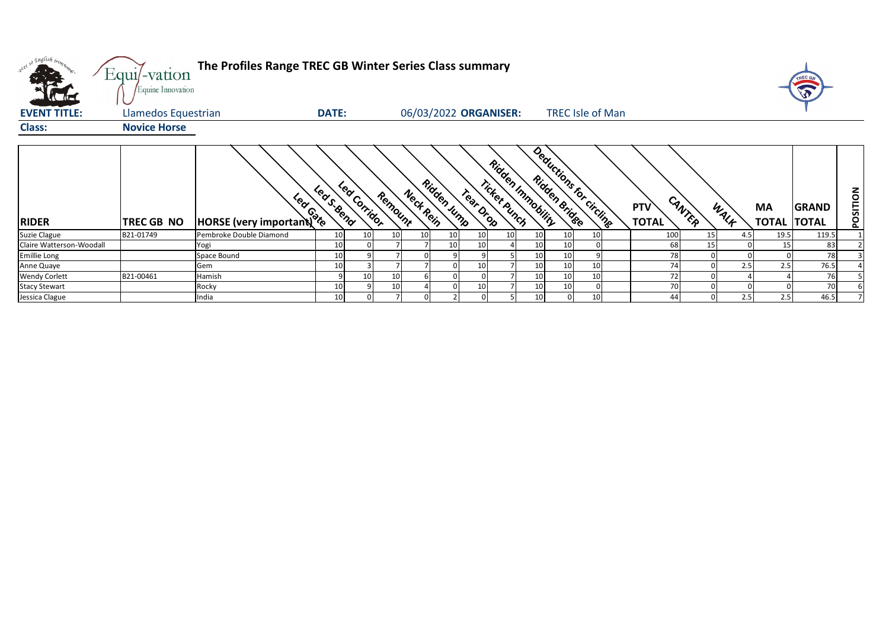# The Profiles Range TREC GB Winter Series Class summary

**EVENT TITLE:** Llamedos Equestrian **DATE:** 06/03/2022 **ORGANISER:** TREC Isle of Man

**Class:** **Novice Horse**

| RIDER | TREC GB NO | HORSE (very important) | Led Gate | Led S-Bend | Led Corridor | Remount | Neck Rein | Ridden Jump | Tear Drop | Ticket Punch | Ridden Immobility | Ridden Bridge | Deductions for circling | PTV TOTAL | CANTER | WALK | MA TOTAL | GRAND TOTAL | POSITION |
|---|---|---|---|---|---|---|---|---|---|---|---|---|---|---|---|---|---|---|---|
| Suzie Clague | B21-01749 | Pembroke Double Diamond | 10 | 10 | 10 | 10 | 10 | 10 | 10 | 10 | 10 | 10 | | 100 | 15 | 4.5 | 19.5 | 119.5 | 1 |
| Claire Watterson-Woodall | | Yogi | 10 | 0 | 7 | 7 | 10 | 10 | 4 | 10 | 10 | 0 | | 68 | 15 | 0 | 15 | 83 | 2 |
| Emillie Long | | Space Bound | 10 | 9 | 7 | 0 | 9 | 9 | 5 | 10 | 10 | 9 | | 78 | 0 | 0 | 0 | 78 | 3 |
| Anne Quaye | | Gem | 10 | 3 | 7 | 7 | 0 | 10 | 7 | 10 | 10 | 10 | | 74 | 0 | 2.5 | 2.5 | 76.5 | 4 |
| Wendy Corlett | B21-00461 | Hamish | 9 | 10 | 10 | 6 | 0 | 0 | 7 | 10 | 10 | 10 | | 72 | 0 | 4 | 4 | 76 | 5 |
| Stacy Stewart | | Rocky | 10 | 9 | 10 | 4 | 0 | 10 | 7 | 10 | 10 | 0 | | 70 | 0 | 0 | 0 | 70 | 6 |
| Jessica Clague | | India | 10 | 0 | 7 | 0 | 2 | 0 | 5 | 10 | 0 | 10 | | 44 | 0 | 2.5 | 2.5 | 46.5 | 7 |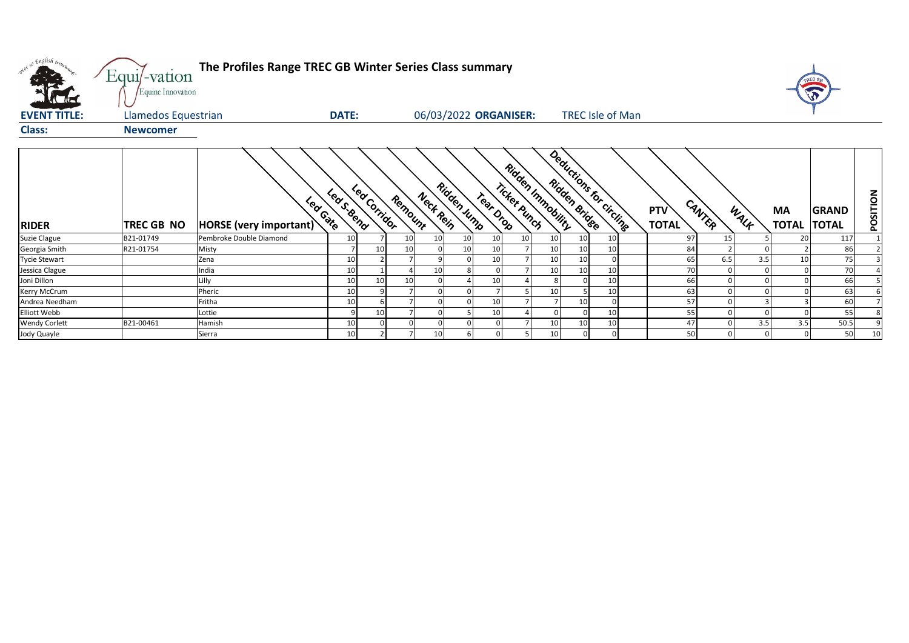# The Profiles Range TREC GB Winter Series Class summary

**EVENT TITLE:** Llamedos Equestrian **DATE:** 06/03/2022 **ORGANISER:** TREC Isle of Man

**Class:** Newcomer

| RIDER | TREC GB NO | HORSE (very important) | Led Gate | Led S-Bend | Led Corridor | Remount | Neck Rein | Ridden Jump | Tear Drop | Ticket Punch | Ridden Immobility | Ridden Bridge | Deductions for circling | PTV TOTAL | CANTER | WALK | MA TOTAL | GRAND TOTAL | POSITION |
|---|---|---|---|---|---|---|---|---|---|---|---|---|---|---|---|---|---|---|---|
| Suzie Clague | B21-01749 | Pembroke Double Diamond | 10 | 7 | 10 | 10 | 10 | 10 | 10 | 10 | 10 | 10 | | 97 | 15 | 5 | 20 | 117 | 1 |
| Georgia Smith | R21-01754 | Misty | 7 | 10 | 10 | 0 | 10 | 10 | 7 | 10 | 10 | 10 | | 84 | 2 | 0 | 2 | 86 | 2 |
| Tycie Stewart | | Zena | 10 | 2 | 7 | 9 | 0 | 10 | 7 | 10 | 10 | 0 | | 65 | 6.5 | 3.5 | 10 | 75 | 3 |
| Jessica Clague | | India | 10 | 1 | 4 | 10 | 8 | 0 | 7 | 10 | 10 | 10 | | 70 | 0 | 0 | 0 | 70 | 4 |
| Joni Dillon | | Lilly | 10 | 10 | 10 | 0 | 4 | 10 | 4 | 8 | 0 | 10 | | 66 | 0 | 0 | 0 | 66 | 5 |
| Kerry McCrum | | Pheric | 10 | 9 | 7 | 0 | 0 | 7 | 5 | 10 | 5 | 10 | | 63 | 0 | 0 | 0 | 63 | 6 |
| Andrea Needham | | Fritha | 10 | 6 | 7 | 0 | 0 | 10 | 7 | 7 | 10 | 0 | | 57 | 0 | 3 | 3 | 60 | 7 |
| Elliott Webb | | Lottie | 9 | 10 | 7 | 0 | 5 | 10 | 4 | 0 | 0 | 10 | | 55 | 0 | 0 | 0 | 55 | 8 |
| Wendy Corlett | B21-00461 | Hamish | 10 | 0 | 0 | 0 | 0 | 0 | 7 | 10 | 10 | 10 | | 47 | 0 | 3.5 | 3.5 | 50.5 | 9 |
| Jody Quayle | | Sierra | 10 | 2 | 7 | 10 | 6 | 0 | 5 | 10 | 0 | 0 | | 50 | 0 | 0 | 0 | 50 | 10 |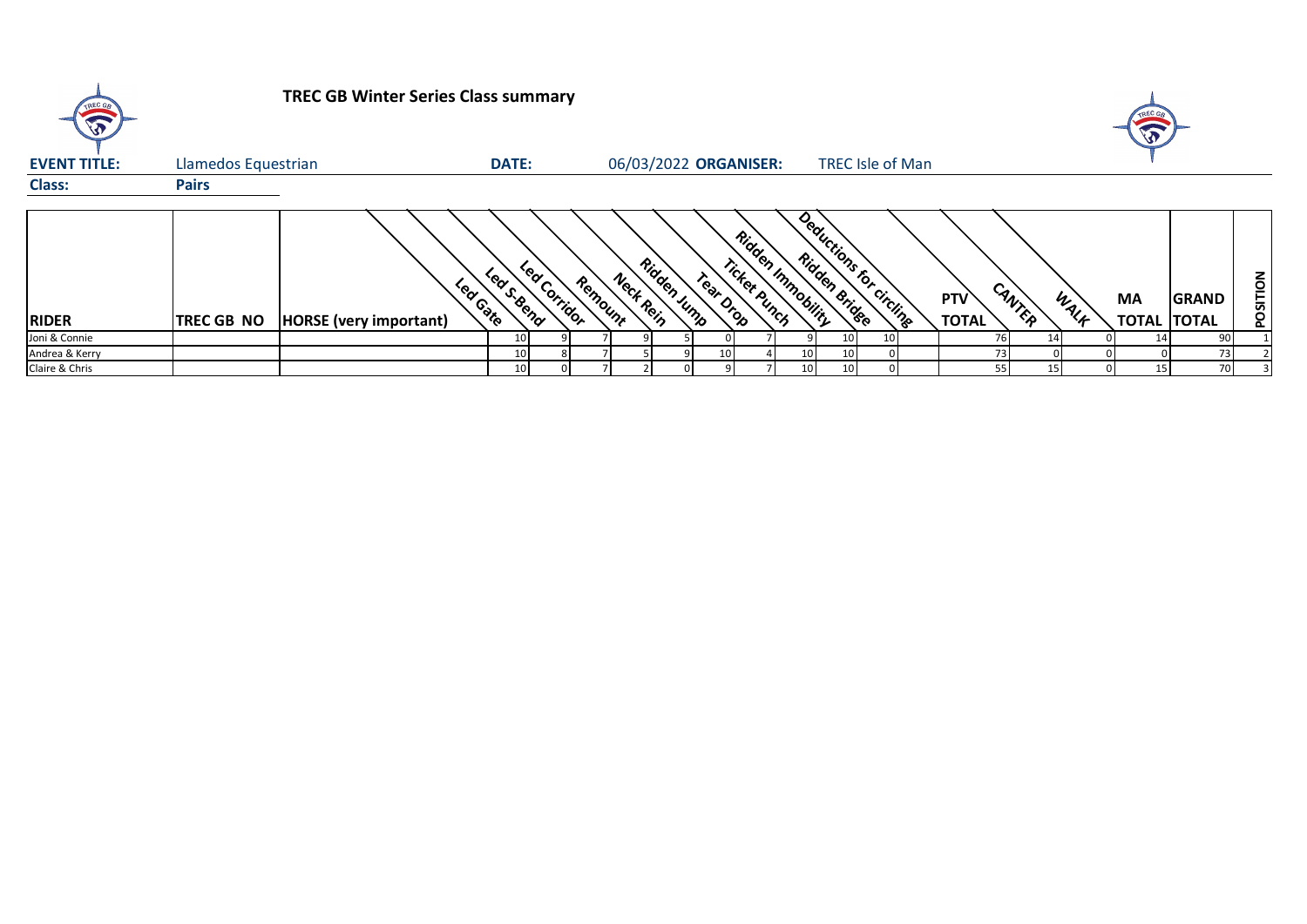# TREC GB Winter Series Class summary

**EVENT TITLE:** Llamedos Equestrian **DATE:** 06/03/2022 **ORGANISER:** TREC Isle of Man

**Class:** **Pairs**

| RIDER | TREC GB NO | HORSE (very important) | Led Gate | Led S-Bend | Led Corridor | Remount | Neck Rein | Ridden Jump | Tear Drop | Ticket Punch | Ridden Immobility | Ridden Bridge | Deductions for circling | PTV TOTAL | CANTER | WALK | MA TOTAL | GRAND TOTAL | POSITION |
|---|---|---|---|---|---|---|---|---|---|---|---|---|---|---|---|---|---|---|---|
| Joni & Connie | | | 10 | 9 | 7 | 9 | 5 | 0 | 7 | 9 | 10 | 10 | | 76 | 14 | 0 | 14 | 90 | 1 |
| Andrea & Kerry | | | 10 | 8 | 7 | 5 | 9 | 10 | 4 | 10 | 10 | 0 | | 73 | 0 | 0 | 0 | 73 | 2 |
| Claire & Chris | | | 10 | 0 | 7 | 2 | 0 | 9 | 7 | 10 | 10 | 0 | | 55 | 15 | 0 | 15 | 70 | 3 |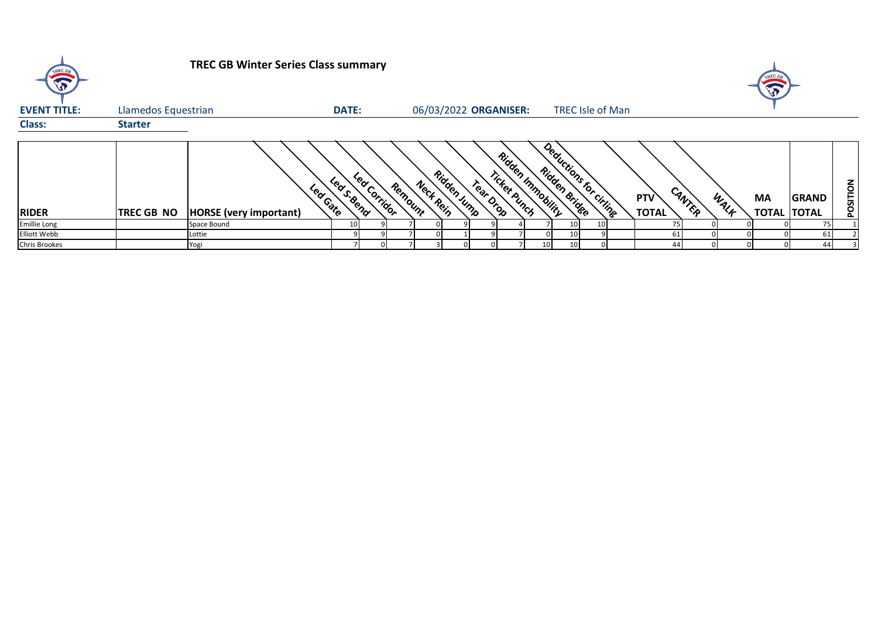# TREC GB Winter Series Class summary

**EVENT TITLE:** Llamedos Equestrian **DATE:** 06/03/2022 **ORGANISER:** TREC Isle of Man

**Class:** **Starter**

| RIDER | TREC GB NO | HORSE (very important) | Led Gate | Led S-Bend | Led Corridor | Remount | Neck Rein | Ridden Jump | Tear Drop | Ticket Punch | Ridden Immobility | Ridden Bridge | Deductions for circling | PTV TOTAL | CANTER | WALK | MA TOTAL | GRAND TOTAL | POSITION |
|---|---|---|---|---|---|---|---|---|---|---|---|---|---|---|---|---|---|---|---|
| Emillie Long | | Space Bound | 10 | 9 | 7 | 0 | 9 | 9 | 4 | 7 | 10 | 10 | | 75 | 0 | 0 | 0 | 75 | 1 |
| Elliott Webb | | Lottie | 9 | 9 | 7 | 0 | 1 | 9 | 7 | 0 | 10 | 9 | | 61 | 0 | 0 | 0 | 61 | 2 |
| Chris Brookes | | Yogi | 7 | 0 | 7 | 3 | 0 | 0 | 7 | 10 | 10 | 0 | | 44 | 0 | 0 | 0 | 44 | 3 |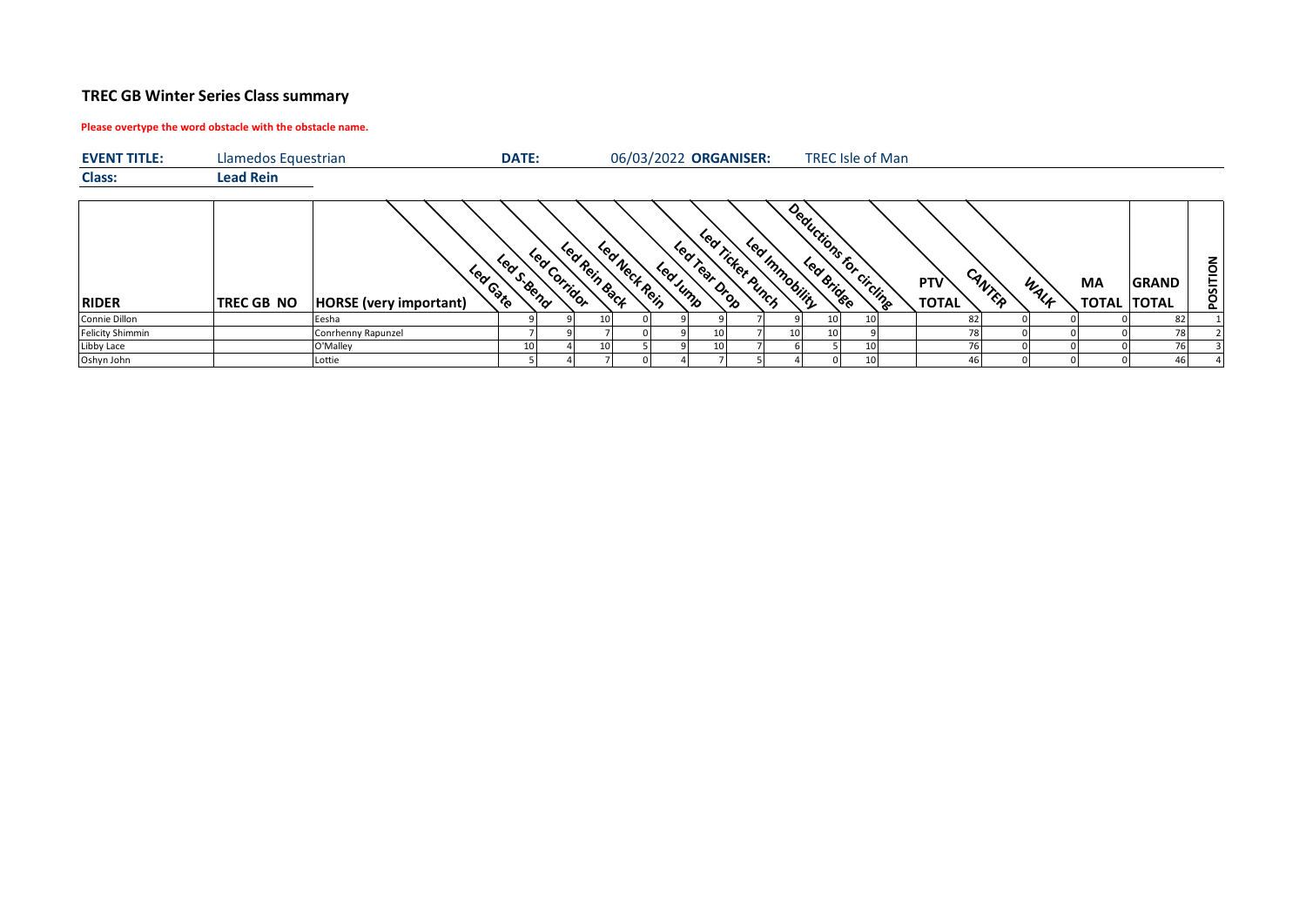## TREC GB Winter Series Class summary

**Please overtype the word obstacle with the obstacle name.**

| **EVENT TITLE:** | Llamedos Equestrian | **DATE:** | 06/03/2022 | **ORGANISER:** | TREC Isle of Man |
|---|---|---|---|---|---|
| **Class:** | **Lead Rein** | | | | |

| RIDER | TREC GB NO | HORSE (very important) | Led Gate | Led S-Bend | Led Corridor | Led Rein Back | Led Neck Rein | Led Jump | Led Tear Drop | Led Ticket Punch | Led Immobility | Led Bridge | Deductions for circling | PTV TOTAL | CANTER | WALK | MA TOTAL | GRAND TOTAL | POSITION |
|---|---|---|---|---|---|---|---|---|---|---|---|---|---|---|---|---|---|---|---|
| Connie Dillon | | Eesha | 9 | 9 | 10 | 0 | 9 | 9 | 7 | 9 | 10 | 10 | | 82 | 0 | 0 | 0 | 82 | 1 |
| Felicity Shimmin | | Conrhenny Rapunzel | 7 | 9 | 7 | 0 | 9 | 10 | 7 | 10 | 10 | 9 | | 78 | 0 | 0 | 0 | 78 | 2 |
| Libby Lace | | O'Malley | 10 | 4 | 10 | 5 | 9 | 10 | 7 | 6 | 5 | 10 | | 76 | 0 | 0 | 0 | 76 | 3 |
| Oshyn John | | Lottie | 5 | 4 | 7 | 0 | 4 | 7 | 5 | 4 | 0 | 10 | | 46 | 0 | 0 | 0 | 46 | 4 |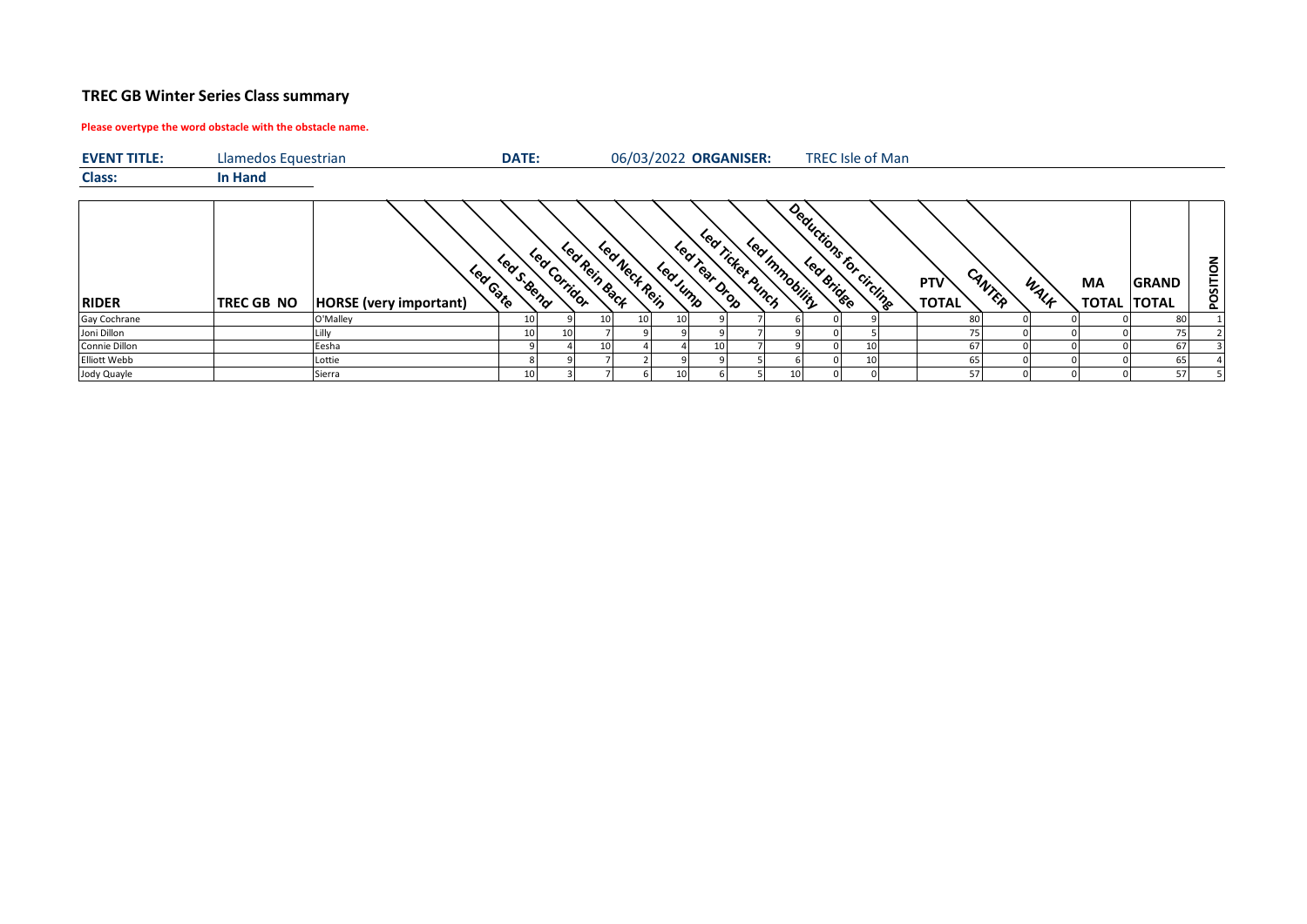## TREC GB Winter Series Class summary

**Please overtype the word obstacle with the obstacle name.**

| **EVENT TITLE:** | Llamedos Equestrian | **DATE:** | 06/03/2022 | **ORGANISER:** | TREC Isle of Man |
|---|---|---|---|---|---|
| **Class:** | **In Hand** | | | | |

| RIDER | TREC GB NO | HORSE (very important) | Led Gate | Led S-Bend | Led Corridor | Led Rein Back | Led Neck Rein | Led Jump | Led Tear Drop | Led Ticket Punch | Led Immobility | Led Bridge | Deductions for circling | PTV TOTAL | CANTER | WALK | MA TOTAL | GRAND TOTAL | POSITION |
|---|---|---|---|---|---|---|---|---|---|---|---|---|---|---|---|---|---|---|---|
| Gay Cochrane | | O'Malley | 10 | 9 | 10 | 10 | 10 | 9 | 7 | 6 | 0 | 9 | | 80 | 0 | 0 | 0 | 80 | 1 |
| Joni Dillon | | Lilly | 10 | 10 | 7 | 9 | 9 | 9 | 7 | 9 | 0 | 5 | | 75 | 0 | 0 | 0 | 75 | 2 |
| Connie Dillon | | Eesha | 9 | 4 | 10 | 4 | 4 | 10 | 7 | 9 | 0 | 10 | | 67 | 0 | 0 | 0 | 67 | 3 |
| Elliott Webb | | Lottie | 8 | 9 | 7 | 2 | 9 | 9 | 5 | 6 | 0 | 10 | | 65 | 0 | 0 | 0 | 65 | 4 |
| Jody Quayle | | Sierra | 10 | 3 | 7 | 6 | 10 | 6 | 5 | 10 | 0 | 0 | | 57 | 0 | 0 | 0 | 57 | 5 |